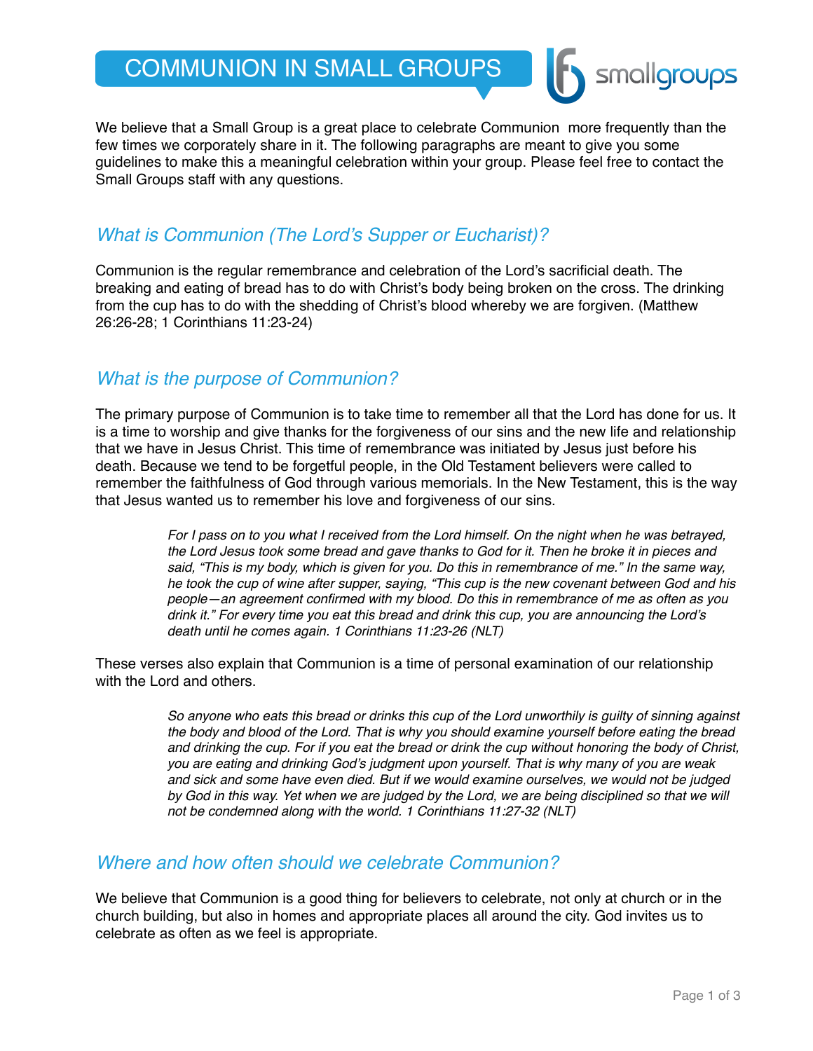# COMMUNION IN SMALL GROUPS

We believe that a Small Group is a great place to celebrate Communion more frequently than the few times we corporately share in it. The following paragraphs are meant to give you some guidelines to make this a meaningful celebration within your group. Please feel free to contact the Small Groups staff with any questions.

## *What is Communion (The Lord's Supper or Eucharist)?*

Communion is the regular remembrance and celebration of the Lord's sacrificial death. The breaking and eating of bread has to do with Christ's body being broken on the cross. The drinking from the cup has to do with the shedding of Christ's blood whereby we are forgiven. (Matthew 26:26-28; 1 Corinthians 11:23-24)

## *What is the purpose of Communion?*

The primary purpose of Communion is to take time to remember all that the Lord has done for us. It is a time to worship and give thanks for the forgiveness of our sins and the new life and relationship that we have in Jesus Christ. This time of remembrance was initiated by Jesus just before his death. Because we tend to be forgetful people, in the Old Testament believers were called to remember the faithfulness of God through various memorials. In the New Testament, this is the way that Jesus wanted us to remember his love and forgiveness of our sins.

> *For I pass on to you what I received from the Lord himself. On the night when he was betrayed, the Lord Jesus took some bread and gave thanks to God for it. Then he broke it in pieces and said, "This is my body, which is given for you. Do this in remembrance of me." In the same way, he took the cup of wine after supper, saying, "This cup is the new covenant between God and his people—an agreement confirmed with my blood. Do this in remembrance of me as often as you drink it." For every time you eat this bread and drink this cup, you are announcing the Lord's death until he comes again. 1 Corinthians 11:23-26 (NLT)*

These verses also explain that Communion is a time of personal examination of our relationship with the Lord and others.

> *So anyone who eats this bread or drinks this cup of the Lord unworthily is guilty of sinning against the body and blood of the Lord. That is why you should examine yourself before eating the bread and drinking the cup. For if you eat the bread or drink the cup without honoring the body of Christ, you are eating and drinking God's judgment upon yourself. That is why many of you are weak and sick and some have even died. But if we would examine ourselves, we would not be judged by God in this way. Yet when we are judged by the Lord, we are being disciplined so that we will not be condemned along with the world. 1 Corinthians 11:27-32 (NLT)*

## *Where and how often should we celebrate Communion?*

We believe that Communion is a good thing for believers to celebrate, not only at church or in the church building, but also in homes and appropriate places all around the city. God invites us to celebrate as often as we feel is appropriate.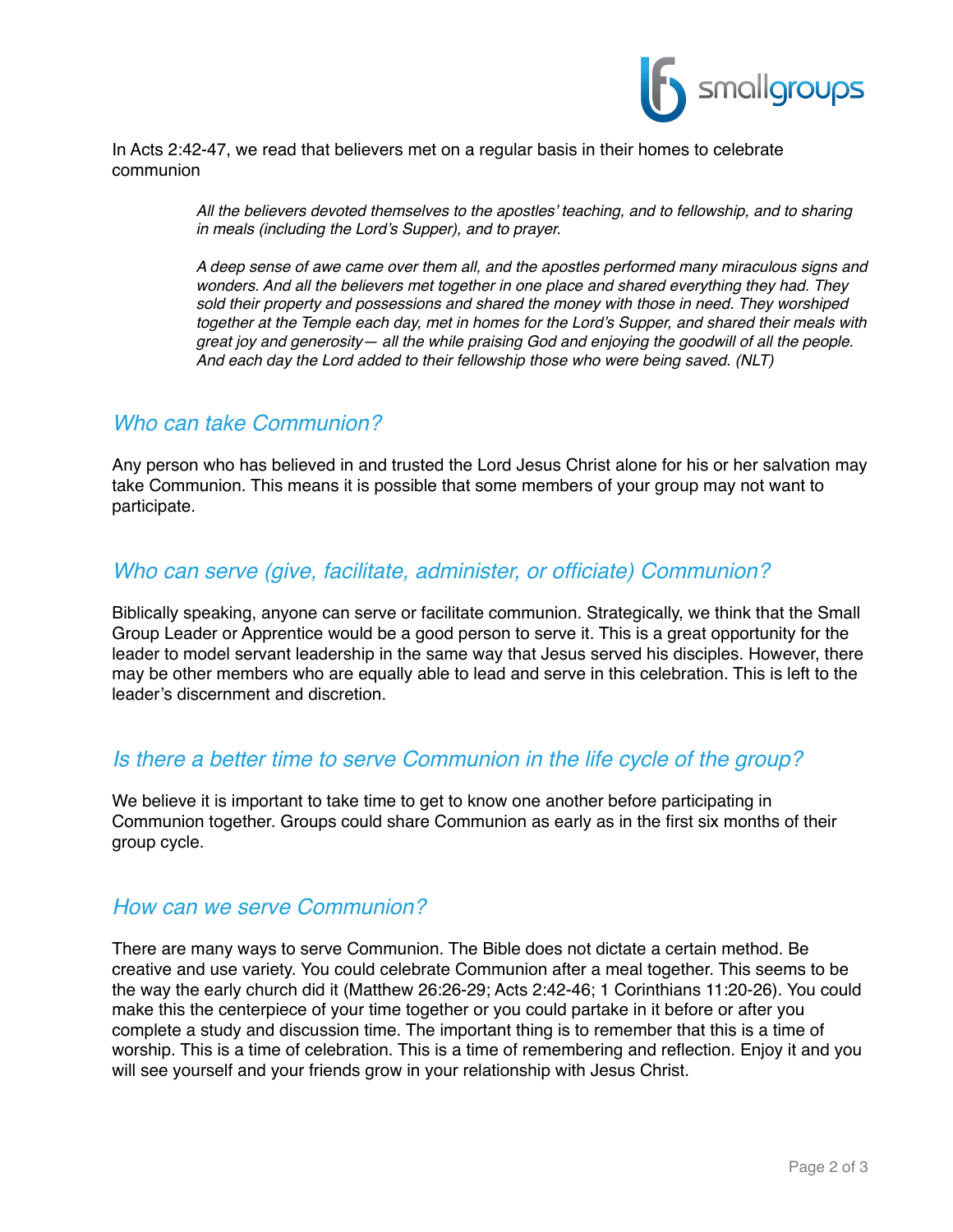In Acts 2:42-47, we read that believers met on a regular basis in their homes to celebrate communion

> *All the believers devoted themselves to the apostles' teaching, and to fellowship, and to sharing in meals (including the Lord's Supper), and to prayer.*
>
> *A deep sense of awe came over them all, and the apostles performed many miraculous signs and wonders. And all the believers met together in one place and shared everything they had. They sold their property and possessions and shared the money with those in need. They worshiped together at the Temple each day, met in homes for the Lord's Supper, and shared their meals with great joy and generosity— all the while praising God and enjoying the goodwill of all the people. And each day the Lord added to their fellowship those who were being saved. (NLT)*

## *Who can take Communion?*

Any person who has believed in and trusted the Lord Jesus Christ alone for his or her salvation may take Communion. This means it is possible that some members of your group may not want to participate.

## *Who can serve (give, facilitate, administer, or officiate) Communion?*

Biblically speaking, anyone can serve or facilitate communion. Strategically, we think that the Small Group Leader or Apprentice would be a good person to serve it. This is a great opportunity for the leader to model servant leadership in the same way that Jesus served his disciples. However, there may be other members who are equally able to lead and serve in this celebration. This is left to the leader's discernment and discretion.

## *Is there a better time to serve Communion in the life cycle of the group?*

We believe it is important to take time to get to know one another before participating in Communion together. Groups could share Communion as early as in the first six months of their group cycle.

## *How can we serve Communion?*

There are many ways to serve Communion. The Bible does not dictate a certain method. Be creative and use variety. You could celebrate Communion after a meal together. This seems to be the way the early church did it (Matthew 26:26-29; Acts 2:42-46; 1 Corinthians 11:20-26). You could make this the centerpiece of your time together or you could partake in it before or after you complete a study and discussion time. The important thing is to remember that this is a time of worship. This is a time of celebration. This is a time of remembering and reflection. Enjoy it and you will see yourself and your friends grow in your relationship with Jesus Christ.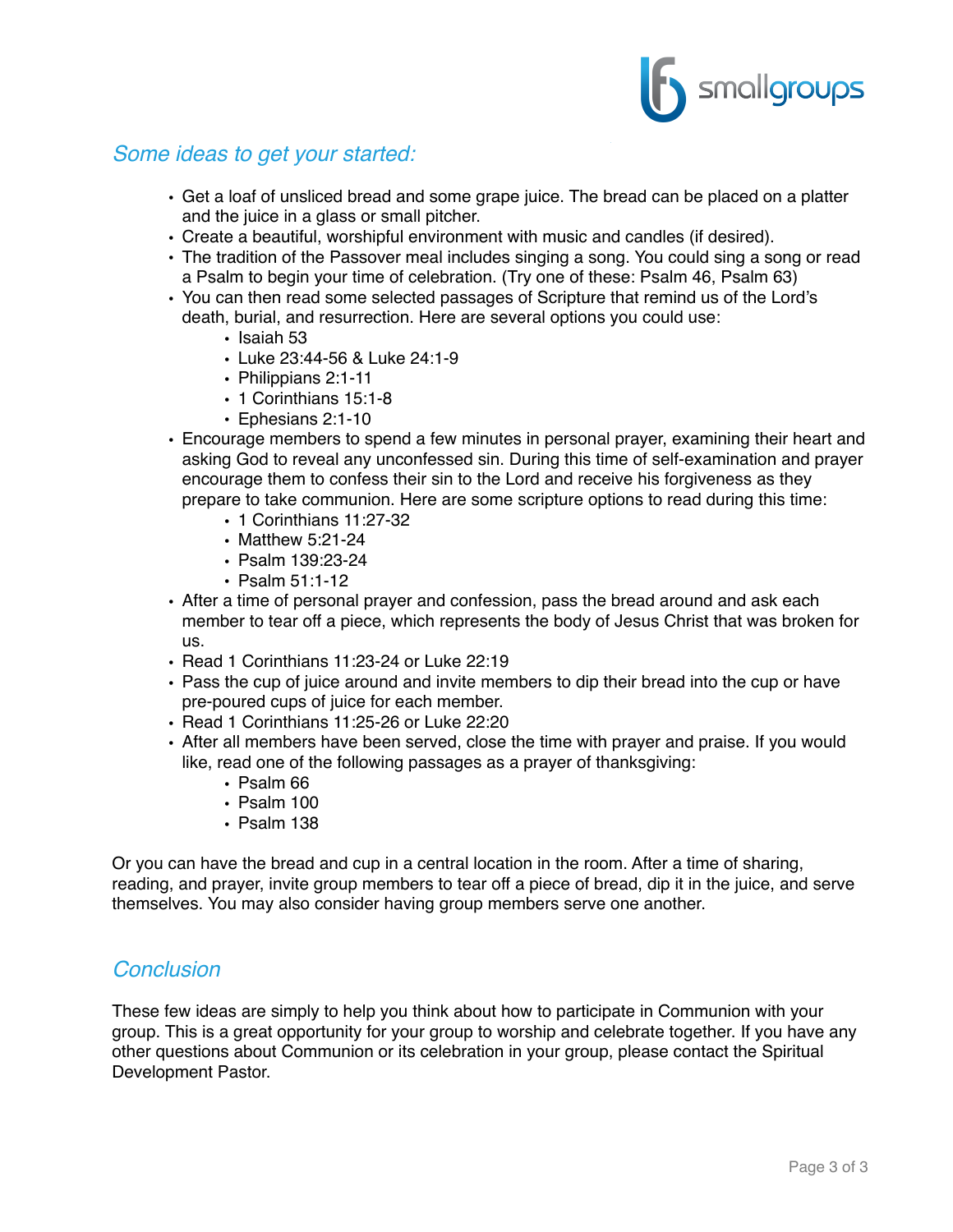## *Some ideas to get your started:*

- Get a loaf of unsliced bread and some grape juice. The bread can be placed on a platter and the juice in a glass or small pitcher.
- Create a beautiful, worshipful environment with music and candles (if desired).
- The tradition of the Passover meal includes singing a song. You could sing a song or read a Psalm to begin your time of celebration. (Try one of these: Psalm 46, Psalm 63)
- You can then read some selected passages of Scripture that remind us of the Lord's death, burial, and resurrection. Here are several options you could use:
    - Isaiah 53
    - Luke 23:44-56 & Luke 24:1-9
    - Philippians 2:1-11
    - 1 Corinthians 15:1-8
    - Ephesians 2:1-10
- Encourage members to spend a few minutes in personal prayer, examining their heart and asking God to reveal any unconfessed sin. During this time of self-examination and prayer encourage them to confess their sin to the Lord and receive his forgiveness as they prepare to take communion. Here are some scripture options to read during this time:
    - 1 Corinthians 11:27-32
    - Matthew 5:21-24
    - Psalm 139:23-24
    - Psalm 51:1-12
- After a time of personal prayer and confession, pass the bread around and ask each member to tear off a piece, which represents the body of Jesus Christ that was broken for us.
- Read 1 Corinthians 11:23-24 or Luke 22:19
- Pass the cup of juice around and invite members to dip their bread into the cup or have pre-poured cups of juice for each member.
- Read 1 Corinthians 11:25-26 or Luke 22:20
- After all members have been served, close the time with prayer and praise. If you would like, read one of the following passages as a prayer of thanksgiving:
    - Psalm 66
    - Psalm 100
    - Psalm 138

Or you can have the bread and cup in a central location in the room. After a time of sharing, reading, and prayer, invite group members to tear off a piece of bread, dip it in the juice, and serve themselves. You may also consider having group members serve one another.

## *Conclusion*

These few ideas are simply to help you think about how to participate in Communion with your group. This is a great opportunity for your group to worship and celebrate together. If you have any other questions about Communion or its celebration in your group, please contact the Spiritual Development Pastor.